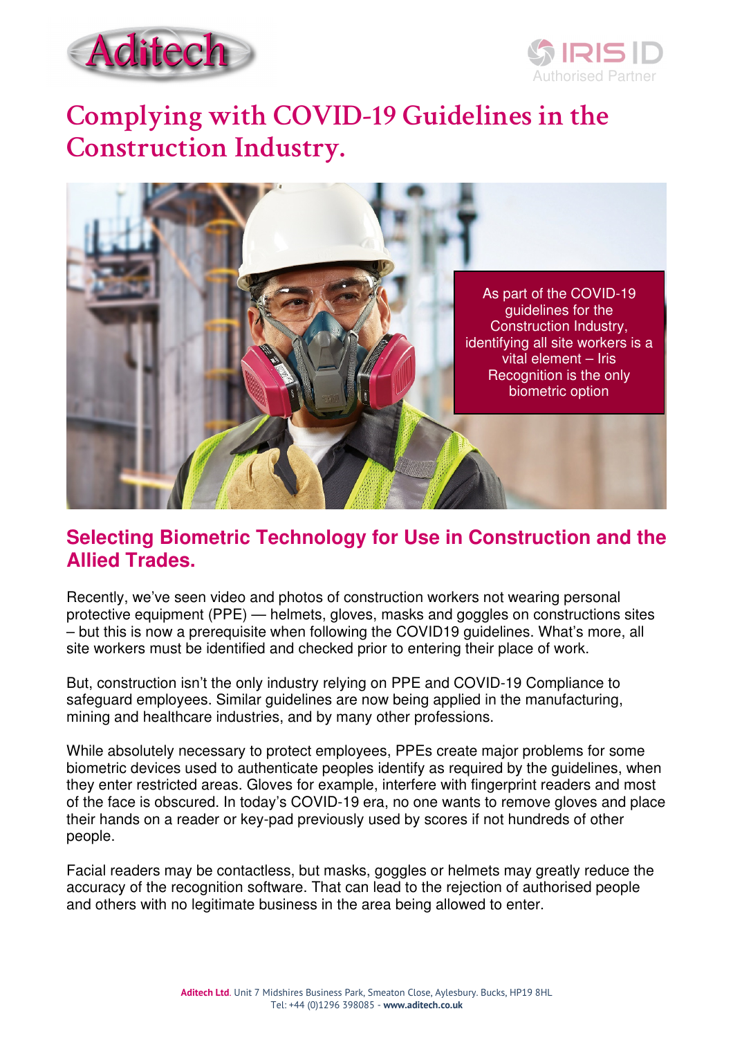# Complying with COVID-19 Guidelines in the Construction Industry.

As part of the COVID-19 guidelines for the Construction Industry, identifying all site workers is a vital element – Iris Recognition is the only biometric option

## Selecting Biometric Technology for Use in Construction and the Allied Trades.

Recently, we've seen video and photos of construction workers not wearing personal protective equipment (PPE) — helmets, gloves, masks and goggles on constructions sites – but this is now a prerequisite when following the COVID19 guidelines. What's more, all site workers must be identified and checked prior to entering their place of work.

But, construction isn't the only industry relying on PPE and COVID-19 Compliance to safeguard employees. Similar guidelines are now being applied in the manufacturing, mining and healthcare industries, and by many other professions.

While absolutely necessary to protect employees, PPEs create major problems for some biometric devices used to authenticate peoples identify as required by the guidelines, when they enter restricted areas. Gloves for example, interfere with fingerprint readers and most of the face is obscured. In today's COVID-19 era, no one wants to remove gloves and place their hands on a reader or key-pad previously used by scores if not hundreds of other people.

Facial readers may be contactless, but masks, goggles or helmets may greatly reduce the accuracy of the recognition software. That can lead to the rejection of authorised people and others with no legitimate business in the area being allowed to enter.

**Aditech Ltd**. Unit 7 Midshires Business Park, Smeaton Close, Aylesbury. Bucks, HP19 8HL
Tel: +44 (0)1296 398085 - **www.aditech.co.uk**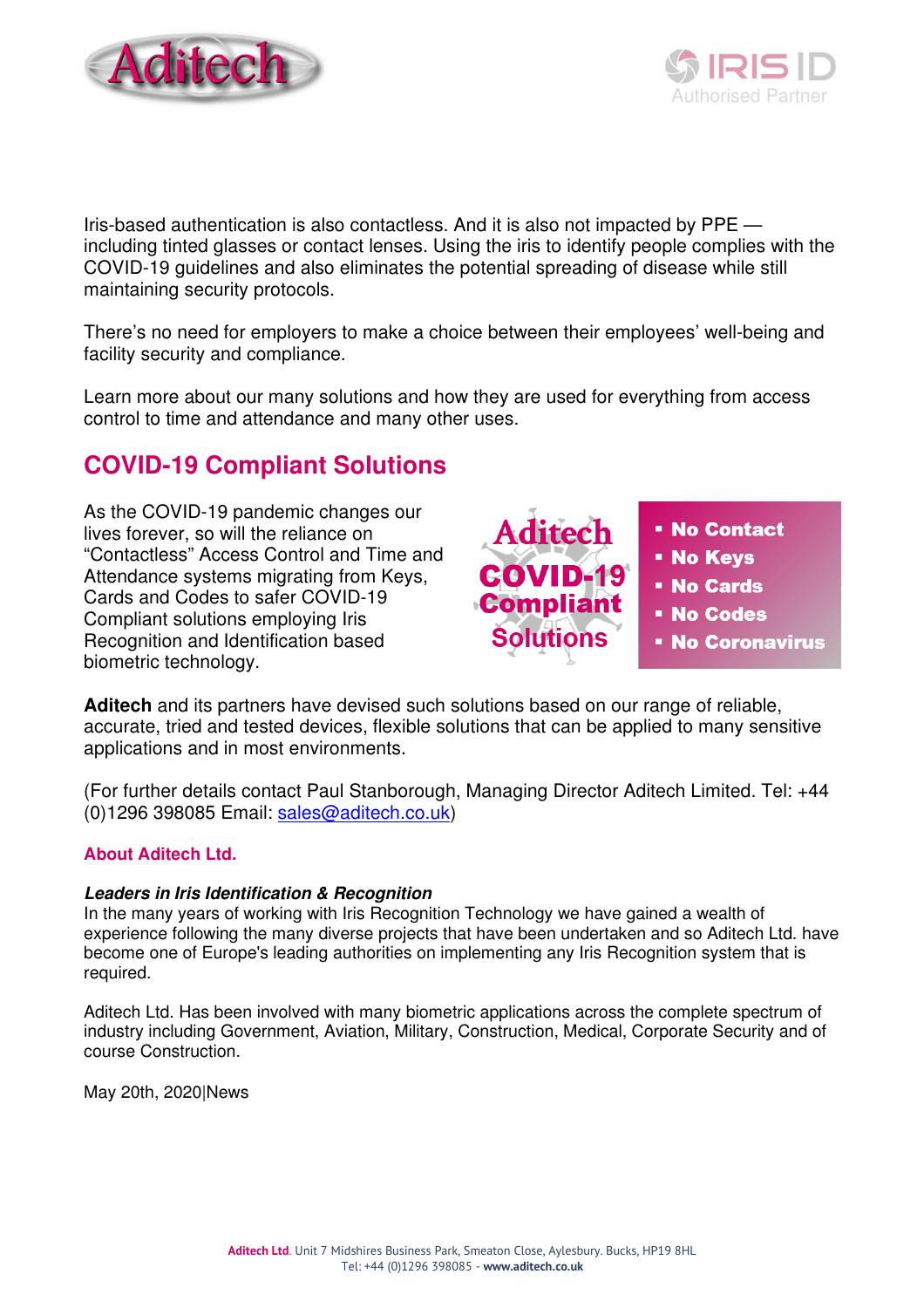Iris-based authentication is also contactless. And it is also not impacted by PPE — including tinted glasses or contact lenses. Using the iris to identify people complies with the COVID-19 guidelines and also eliminates the potential spreading of disease while still maintaining security protocols.

There's no need for employers to make a choice between their employees' well-being and facility security and compliance.

Learn more about our many solutions and how they are used for everything from access control to time and attendance and many other uses.

## COVID-19 Compliant Solutions

As the COVID-19 pandemic changes our lives forever, so will the reliance on "Contactless" Access Control and Time and Attendance systems migrating from Keys, Cards and Codes to safer COVID-19 Compliant solutions employing Iris Recognition and Identification based biometric technology.

Aditech COVID-19 Compliant Solutions

- **No Contact**
- **No Keys**
- **No Cards**
- **No Codes**
- **No Coronavirus**

**Aditech** and its partners have devised such solutions based on our range of reliable, accurate, tried and tested devices, flexible solutions that can be applied to many sensitive applications and in most environments.

(For further details contact Paul Stanborough, Managing Director Aditech Limited. Tel: +44 (0)1296 398085 Email: sales@aditech.co.uk)

### About Aditech Ltd.

***Leaders in Iris Identification & Recognition***

In the many years of working with Iris Recognition Technology we have gained a wealth of experience following the many diverse projects that have been undertaken and so Aditech Ltd. have become one of Europe's leading authorities on implementing any Iris Recognition system that is required.

Aditech Ltd. Has been involved with many biometric applications across the complete spectrum of industry including Government, Aviation, Military, Construction, Medical, Corporate Security and of course Construction.

May 20th, 2020|News